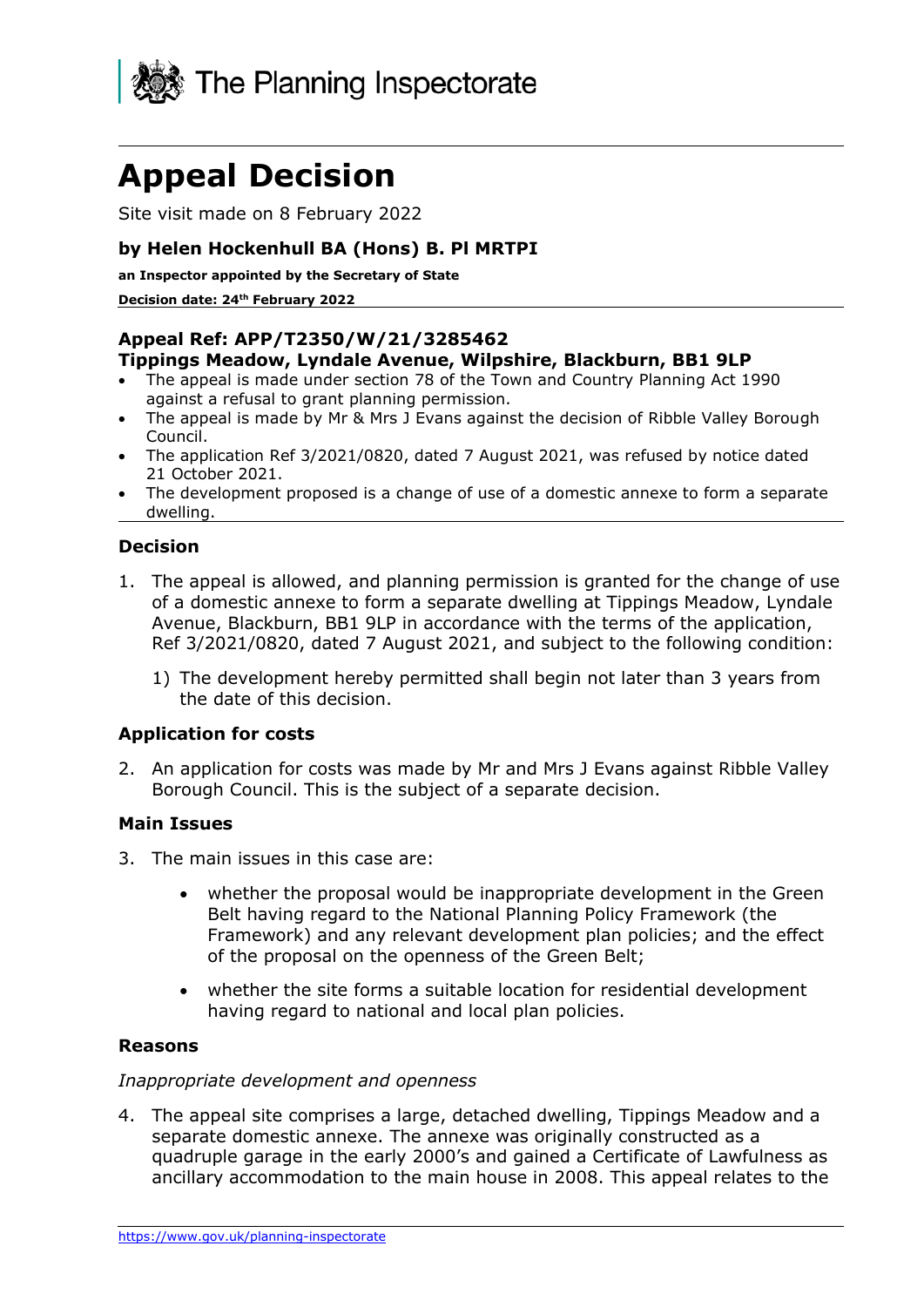The Planning Inspectorate

# Appeal Decision

Site visit made on 8 February 2022

**by Helen Hockenhull BA (Hons) B. Pl MRTPI**

**an Inspector appointed by the Secretary of State**

**Decision date: 24th February 2022**

**Appeal Ref: APP/T2350/W/21/3285462**
**Tippings Meadow, Lyndale Avenue, Wilpshire, Blackburn, BB1 9LP**

- The appeal is made under section 78 of the Town and Country Planning Act 1990 against a refusal to grant planning permission.
- The appeal is made by Mr & Mrs J Evans against the decision of Ribble Valley Borough Council.
- The application Ref 3/2021/0820, dated 7 August 2021, was refused by notice dated 21 October 2021.
- The development proposed is a change of use of a domestic annexe to form a separate dwelling.

### Decision

1. The appeal is allowed, and planning permission is granted for the change of use of a domestic annexe to form a separate dwelling at Tippings Meadow, Lyndale Avenue, Blackburn, BB1 9LP in accordance with the terms of the application, Ref 3/2021/0820, dated 7 August 2021, and subject to the following condition:

    1) The development hereby permitted shall begin not later than 3 years from the date of this decision.

### Application for costs

2. An application for costs was made by Mr and Mrs J Evans against Ribble Valley Borough Council. This is the subject of a separate decision.

### Main Issues

3. The main issues in this case are:

    - whether the proposal would be inappropriate development in the Green Belt having regard to the National Planning Policy Framework (the Framework) and any relevant development plan policies; and the effect of the proposal on the openness of the Green Belt;
    - whether the site forms a suitable location for residential development having regard to national and local plan policies.

### Reasons

*Inappropriate development and openness*

4. The appeal site comprises a large, detached dwelling, Tippings Meadow and a separate domestic annexe. The annexe was originally constructed as a quadruple garage in the early 2000's and gained a Certificate of Lawfulness as ancillary accommodation to the main house in 2008. This appeal relates to the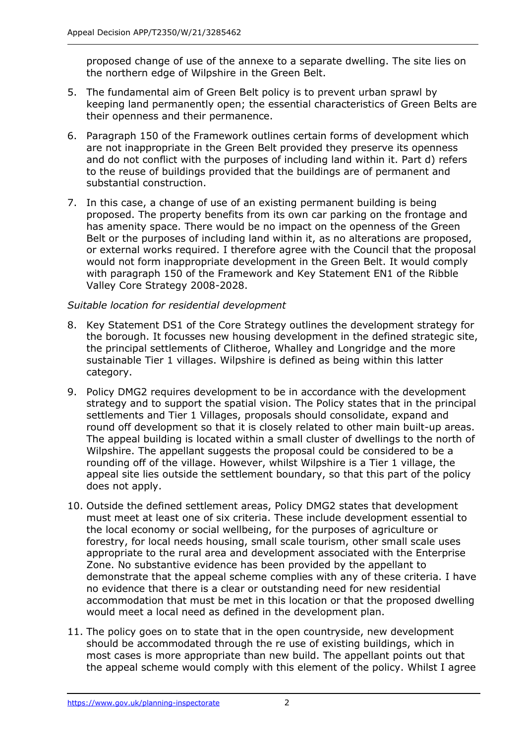proposed change of use of the annexe to a separate dwelling. The site lies on the northern edge of Wilpshire in the Green Belt.

5. The fundamental aim of Green Belt policy is to prevent urban sprawl by keeping land permanently open; the essential characteristics of Green Belts are their openness and their permanence.

6. Paragraph 150 of the Framework outlines certain forms of development which are not inappropriate in the Green Belt provided they preserve its openness and do not conflict with the purposes of including land within it. Part d) refers to the reuse of buildings provided that the buildings are of permanent and substantial construction.

7. In this case, a change of use of an existing permanent building is being proposed. The property benefits from its own car parking on the frontage and has amenity space. There would be no impact on the openness of the Green Belt or the purposes of including land within it, as no alterations are proposed, or external works required. I therefore agree with the Council that the proposal would not form inappropriate development in the Green Belt. It would comply with paragraph 150 of the Framework and Key Statement EN1 of the Ribble Valley Core Strategy 2008-2028.

*Suitable location for residential development*

8. Key Statement DS1 of the Core Strategy outlines the development strategy for the borough. It focusses new housing development in the defined strategic site, the principal settlements of Clitheroe, Whalley and Longridge and the more sustainable Tier 1 villages. Wilpshire is defined as being within this latter category.

9. Policy DMG2 requires development to be in accordance with the development strategy and to support the spatial vision. The Policy states that in the principal settlements and Tier 1 Villages, proposals should consolidate, expand and round off development so that it is closely related to other main built-up areas. The appeal building is located within a small cluster of dwellings to the north of Wilpshire. The appellant suggests the proposal could be considered to be a rounding off of the village. However, whilst Wilpshire is a Tier 1 village, the appeal site lies outside the settlement boundary, so that this part of the policy does not apply.

10. Outside the defined settlement areas, Policy DMG2 states that development must meet at least one of six criteria. These include development essential to the local economy or social wellbeing, for the purposes of agriculture or forestry, for local needs housing, small scale tourism, other small scale uses appropriate to the rural area and development associated with the Enterprise Zone. No substantive evidence has been provided by the appellant to demonstrate that the appeal scheme complies with any of these criteria. I have no evidence that there is a clear or outstanding need for new residential accommodation that must be met in this location or that the proposed dwelling would meet a local need as defined in the development plan.

11. The policy goes on to state that in the open countryside, new development should be accommodated through the re use of existing buildings, which in most cases is more appropriate than new build. The appellant points out that the appeal scheme would comply with this element of the policy. Whilst I agree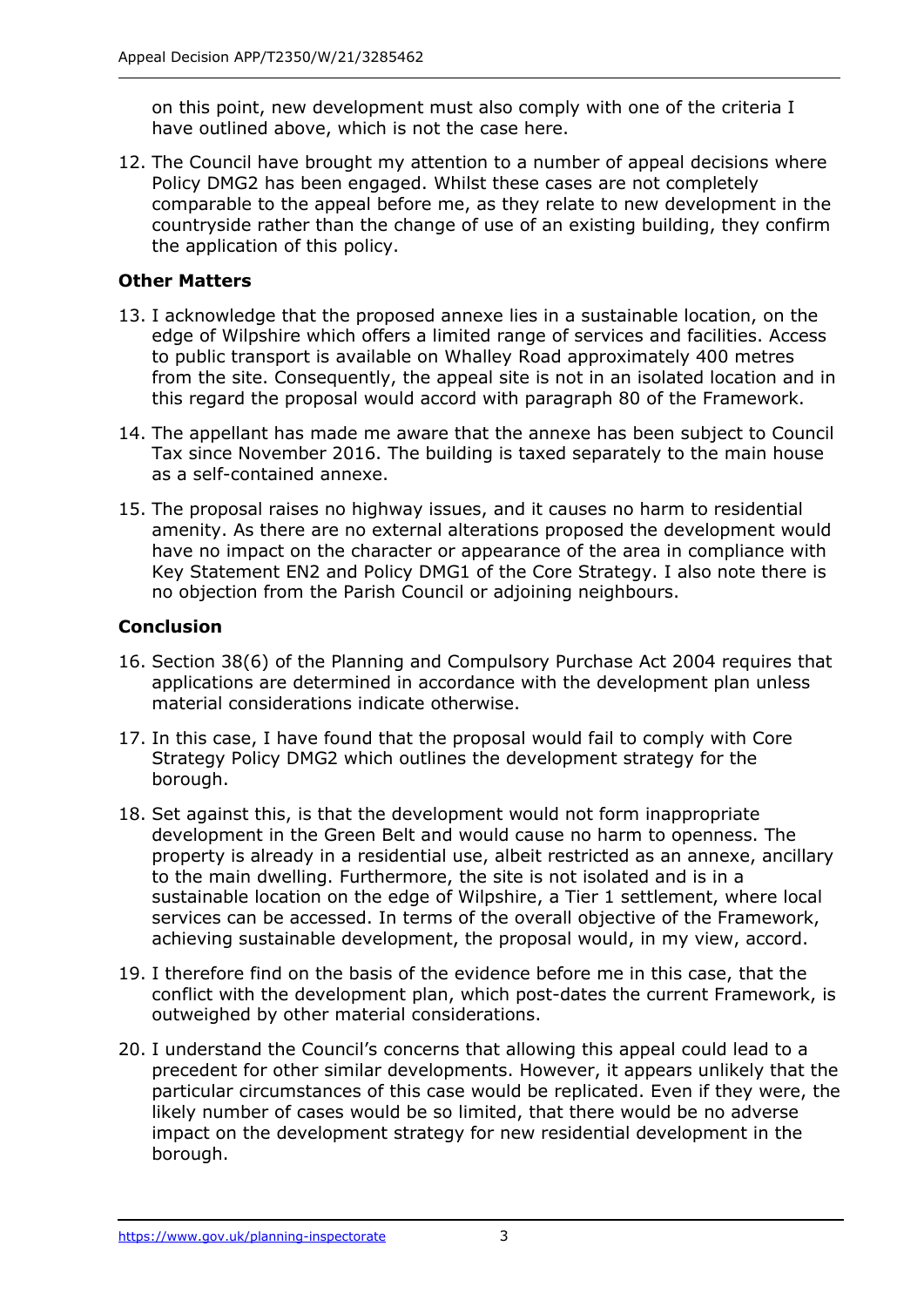on this point, new development must also comply with one of the criteria I have outlined above, which is not the case here.

12. The Council have brought my attention to a number of appeal decisions where Policy DMG2 has been engaged. Whilst these cases are not completely comparable to the appeal before me, as they relate to new development in the countryside rather than the change of use of an existing building, they confirm the application of this policy.

### Other Matters

13. I acknowledge that the proposed annexe lies in a sustainable location, on the edge of Wilpshire which offers a limited range of services and facilities. Access to public transport is available on Whalley Road approximately 400 metres from the site. Consequently, the appeal site is not in an isolated location and in this regard the proposal would accord with paragraph 80 of the Framework.

14. The appellant has made me aware that the annexe has been subject to Council Tax since November 2016. The building is taxed separately to the main house as a self-contained annexe.

15. The proposal raises no highway issues, and it causes no harm to residential amenity. As there are no external alterations proposed the development would have no impact on the character or appearance of the area in compliance with Key Statement EN2 and Policy DMG1 of the Core Strategy. I also note there is no objection from the Parish Council or adjoining neighbours.

### Conclusion

16. Section 38(6) of the Planning and Compulsory Purchase Act 2004 requires that applications are determined in accordance with the development plan unless material considerations indicate otherwise.

17. In this case, I have found that the proposal would fail to comply with Core Strategy Policy DMG2 which outlines the development strategy for the borough.

18. Set against this, is that the development would not form inappropriate development in the Green Belt and would cause no harm to openness. The property is already in a residential use, albeit restricted as an annexe, ancillary to the main dwelling. Furthermore, the site is not isolated and is in a sustainable location on the edge of Wilpshire, a Tier 1 settlement, where local services can be accessed. In terms of the overall objective of the Framework, achieving sustainable development, the proposal would, in my view, accord.

19. I therefore find on the basis of the evidence before me in this case, that the conflict with the development plan, which post-dates the current Framework, is outweighed by other material considerations.

20. I understand the Council's concerns that allowing this appeal could lead to a precedent for other similar developments. However, it appears unlikely that the particular circumstances of this case would be replicated. Even if they were, the likely number of cases would be so limited, that there would be no adverse impact on the development strategy for new residential development in the borough.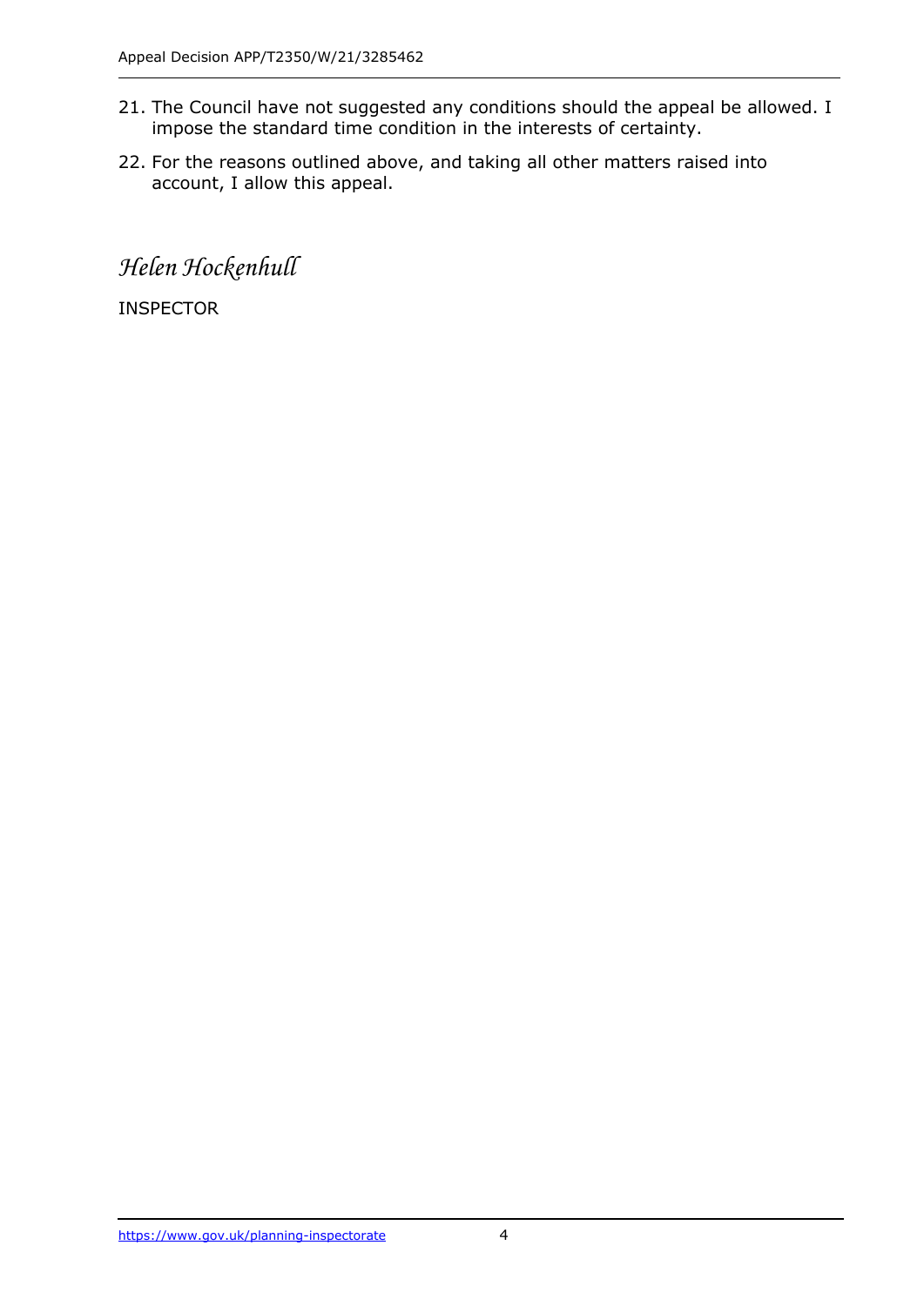21. The Council have not suggested any conditions should the appeal be allowed. I impose the standard time condition in the interests of certainty.

22. For the reasons outlined above, and taking all other matters raised into account, I allow this appeal.

*Helen Hockenhull*

INSPECTOR